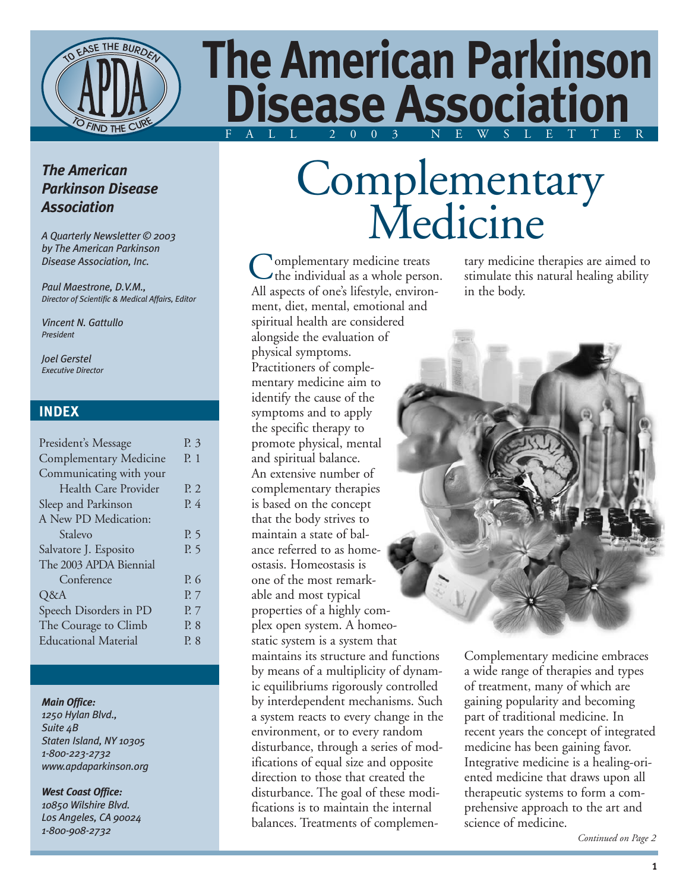# The American Parkinson Disease Association

FALL 2003 NEWSLETTER

***The American Parkinson Disease Association***

*A Quarterly Newsletter © 2003 by The American Parkinson Disease Association, Inc.*

*Paul Maestrone, D.V.M.,*
*Director of Scientific & Medical Affairs, Editor*

*Vincent N. Gattullo*
*President*

*Joel Gerstel*
*Executive Director*

## INDEX

| | |
|---|---|
| President's Message | P. 3 |
| Complementary Medicine | P. 1 |
| Communicating with your Health Care Provider | P. 2 |
| Sleep and Parkinson | P. 4 |
| A New PD Medication: Stalevo | P. 5 |
| Salvatore J. Esposito | P. 5 |
| The 2003 APDA Biennial Conference | P. 6 |
| Q&A | P. 7 |
| Speech Disorders in PD | P. 7 |
| The Courage to Climb | P. 8 |
| Educational Material | P. 8 |

***Main Office:***
*1250 Hylan Blvd.,*
*Suite 4B*
*Staten Island, NY 10305*
*1-800-223-2732*
*www.apdaparkinson.org*

***West Coast Office:***
*10850 Wilshire Blvd.*
*Los Angeles, CA 90024*
*1-800-908-2732*

# Complementary Medicine

Complementary medicine treats the individual as a whole person. All aspects of one's lifestyle, environment, diet, mental, emotional and spiritual health are considered alongside the evaluation of physical symptoms. Practitioners of complementary medicine aim to identify the cause of the symptoms and to apply the specific therapy to promote physical, mental and spiritual balance. An extensive number of complementary therapies is based on the concept that the body strives to maintain a state of balance referred to as homeostasis. Homeostasis is one of the most remarkable and most typical properties of a highly complex open system. A homeostatic system is a system that maintains its structure and functions by means of a multiplicity of dynamic equilibriums rigorously controlled by interdependent mechanisms. Such a system reacts to every change in the environment, or to every random disturbance, through a series of modifications of equal size and opposite direction to those that created the disturbance. The goal of these modifications is to maintain the internal balances. Treatments of complementary medicine therapies are aimed to stimulate this natural healing ability in the body.

Complementary medicine embraces a wide range of therapies and types of treatment, many of which are gaining popularity and becoming part of traditional medicine. In recent years the concept of integrated medicine has been gaining favor. Integrative medicine is a healing-oriented medicine that draws upon all therapeutic systems to form a comprehensive approach to the art and science of medicine.

*Continued on Page 2*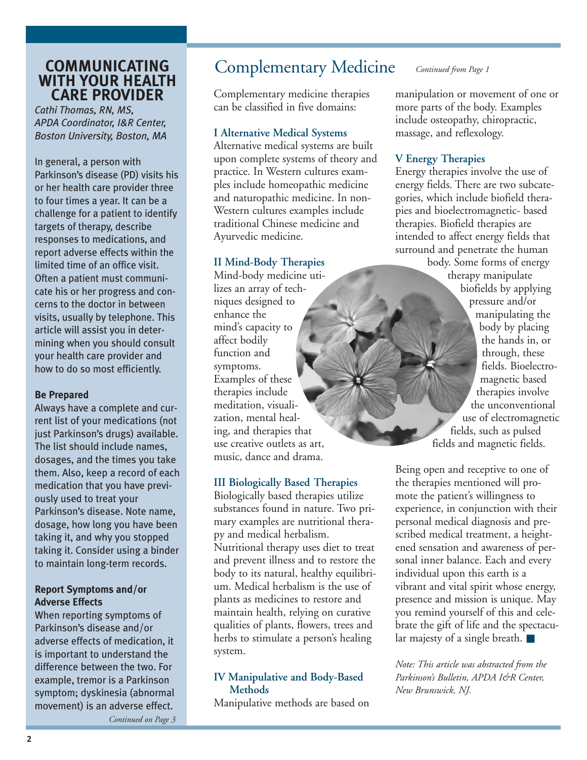## COMMUNICATING WITH YOUR HEALTH CARE PROVIDER

*Cathi Thomas, RN, MS, APDA Coordinator, I&R Center, Boston University, Boston, MA*

In general, a person with Parkinson's disease (PD) visits his or her health care provider three to four times a year. It can be a challenge for a patient to identify targets of therapy, describe responses to medications, and report adverse effects within the limited time of an office visit. Often a patient must communicate his or her progress and concerns to the doctor in between visits, usually by telephone. This article will assist you in determining when you should consult your health care provider and how to do so most efficiently.

### Be Prepared

Always have a complete and current list of your medications (not just Parkinson's drugs) available. The list should include names, dosages, and the times you take them. Also, keep a record of each medication that you have previously used to treat your Parkinson's disease. Note name, dosage, how long you have been taking it, and why you stopped taking it. Consider using a binder to maintain long-term records.

### Report Symptoms and/or Adverse Effects

When reporting symptoms of Parkinson's disease and/or adverse effects of medication, it is important to understand the difference between the two. For example, tremor is a Parkinson symptom; dyskinesia (abnormal movement) is an adverse effect.

*Continued on Page 3*

## Complementary Medicine

*Continued from Page 1*

Complementary medicine therapies can be classified in five domains:

### I Alternative Medical Systems

Alternative medical systems are built upon complete systems of theory and practice. In Western cultures examples include homeopathic medicine and naturopathic medicine. In non-Western cultures examples include traditional Chinese medicine and Ayurvedic medicine.

### II Mind-Body Therapies

Mind-body medicine utilizes an array of techniques designed to enhance the mind's capacity to affect bodily function and symptoms. Examples of these therapies include meditation, visualization, mental healing, and therapies that use creative outlets as art, music, dance and drama.

### III Biologically Based Therapies

Biologically based therapies utilize substances found in nature. Two primary examples are nutritional therapy and medical herbalism. Nutritional therapy uses diet to treat and prevent illness and to restore the body to its natural, healthy equilibrium. Medical herbalism is the use of plants as medicines to restore and maintain health, relying on curative qualities of plants, flowers, trees and herbs to stimulate a person's healing system.

### IV Manipulative and Body-Based Methods

Manipulative methods are based on manipulation or movement of one or more parts of the body. Examples include osteopathy, chiropractic, massage, and reflexology.

### V Energy Therapies

Energy therapies involve the use of energy fields. There are two subcategories, which include biofield therapies and bioelectromagnetic- based therapies. Biofield therapies are intended to affect energy fields that surround and penetrate the human body. Some forms of energy therapy manipulate biofields by applying pressure and/or manipulating the body by placing the hands in, or through, these fields. Bioelectromagnetic based therapies involve the unconventional use of electromagnetic fields, such as pulsed fields and magnetic fields.

Being open and receptive to one of the therapies mentioned will promote the patient's willingness to experience, in conjunction with their personal medical diagnosis and prescribed medical treatment, a heightened sensation and awareness of personal inner balance. Each and every individual upon this earth is a vibrant and vital spirit whose energy, presence and mission is unique. May you remind yourself of this and celebrate the gift of life and the spectacular majesty of a single breath. ■

*Note: This article was abstracted from the Parkinson's Bulletin, APDA I&R Center, New Brunswick, NJ.*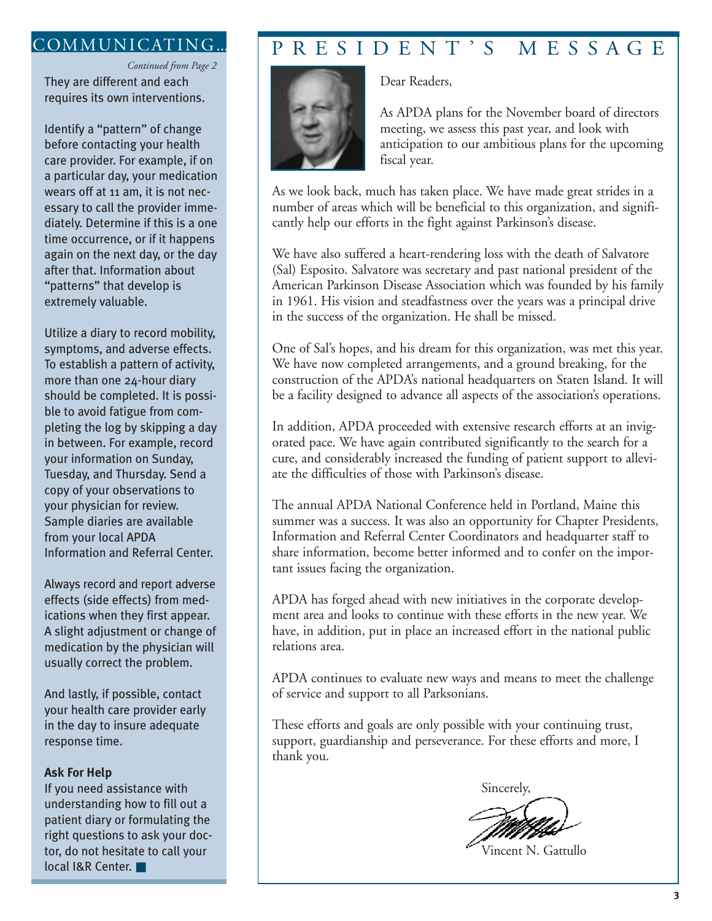## COMMUNICATING...

*Continued from Page 2*

They are different and each requires its own interventions.

Identify a "pattern" of change before contacting your health care provider. For example, if on a particular day, your medication wears off at 11 am, it is not necessary to call the provider immediately. Determine if this is a one time occurrence, or if it happens again on the next day, or the day after that. Information about "patterns" that develop is extremely valuable.

Utilize a diary to record mobility, symptoms, and adverse effects. To establish a pattern of activity, more than one 24-hour diary should be completed. It is possible to avoid fatigue from completing the log by skipping a day in between. For example, record your information on Sunday, Tuesday, and Thursday. Send a copy of your observations to your physician for review. Sample diaries are available from your local APDA Information and Referral Center.

Always record and report adverse effects (side effects) from medications when they first appear. A slight adjustment or change of medication by the physician will usually correct the problem.

And lastly, if possible, contact your health care provider early in the day to insure adequate response time.

**Ask For Help**

If you need assistance with understanding how to fill out a patient diary or formulating the right questions to ask your doctor, do not hesitate to call your local I&R Center. ■

## PRESIDENT'S MESSAGE

Dear Readers,

As APDA plans for the November board of directors meeting, we assess this past year, and look with anticipation to our ambitious plans for the upcoming fiscal year.

As we look back, much has taken place. We have made great strides in a number of areas which will be beneficial to this organization, and significantly help our efforts in the fight against Parkinson's disease.

We have also suffered a heart-rendering loss with the death of Salvatore (Sal) Esposito. Salvatore was secretary and past national president of the American Parkinson Disease Association which was founded by his family in 1961. His vision and steadfastness over the years was a principal drive in the success of the organization. He shall be missed.

One of Sal's hopes, and his dream for this organization, was met this year. We have now completed arrangements, and a ground breaking, for the construction of the APDA's national headquarters on Staten Island. It will be a facility designed to advance all aspects of the association's operations.

In addition, APDA proceeded with extensive research efforts at an invigorated pace. We have again contributed significantly to the search for a cure, and considerably increased the funding of patient support to alleviate the difficulties of those with Parkinson's disease.

The annual APDA National Conference held in Portland, Maine this summer was a success. It was also an opportunity for Chapter Presidents, Information and Referral Center Coordinators and headquarter staff to share information, become better informed and to confer on the important issues facing the organization.

APDA has forged ahead with new initiatives in the corporate development area and looks to continue with these efforts in the new year. We have, in addition, put in place an increased effort in the national public relations area.

APDA continues to evaluate new ways and means to meet the challenge of service and support to all Parksonians.

These efforts and goals are only possible with your continuing trust, support, guardianship and perseverance. For these efforts and more, I thank you.

Sincerely,

Vincent N. Gattullo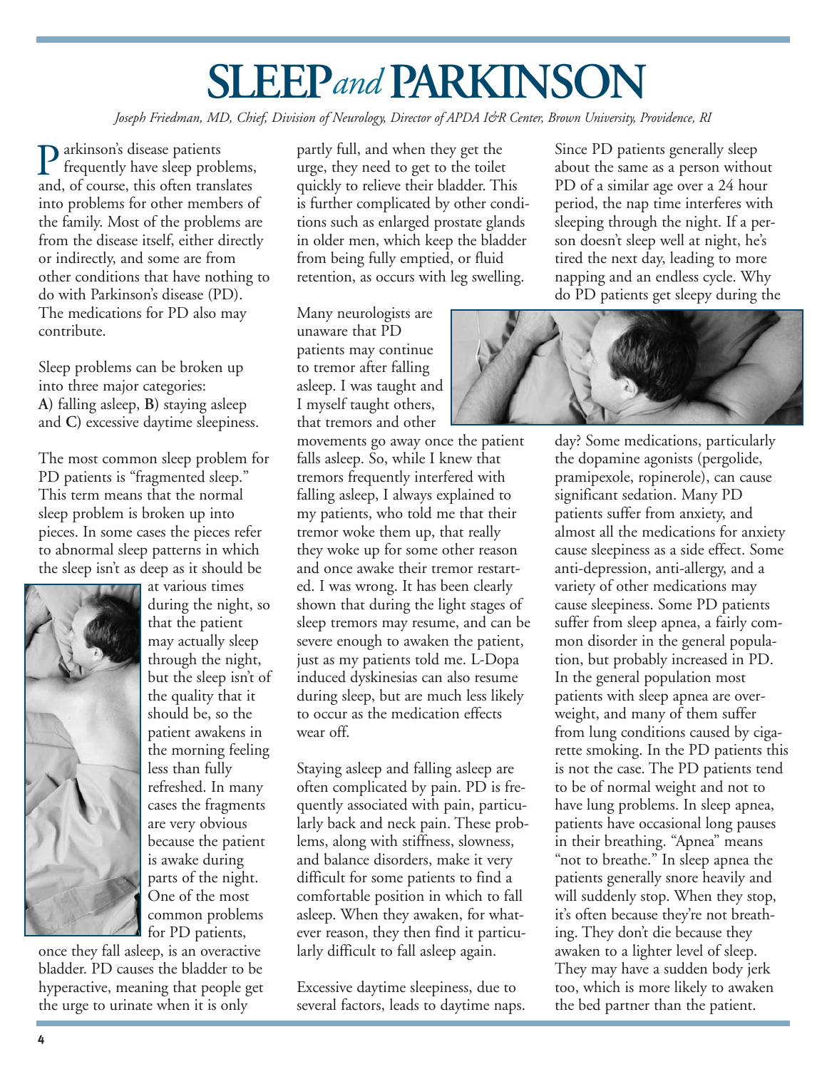# SLEEP *and* PARKINSON

*Joseph Friedman, MD, Chief, Division of Neurology, Director of APDA I&R Center, Brown University, Providence, RI*

Parkinson's disease patients frequently have sleep problems, and, of course, this often translates into problems for other members of the family. Most of the problems are from the disease itself, either directly or indirectly, and some are from other conditions that have nothing to do with Parkinson's disease (PD). The medications for PD also may contribute.

Sleep problems can be broken up into three major categories: **A**) falling asleep, **B**) staying asleep and **C**) excessive daytime sleepiness.

The most common sleep problem for PD patients is "fragmented sleep." This term means that the normal sleep problem is broken up into pieces. In some cases the pieces refer to abnormal sleep patterns in which the sleep isn't as deep as it should be at various times during the night, so that the patient may actually sleep through the night, but the sleep isn't of the quality that it should be, so the patient awakens in the morning feeling less than fully refreshed. In many cases the fragments are very obvious because the patient is awake during parts of the night. One of the most common problems for PD patients, once they fall asleep, is an overactive bladder. PD causes the bladder to be hyperactive, meaning that people get the urge to urinate when it is only partly full, and when they get the urge, they need to get to the toilet quickly to relieve their bladder. This is further complicated by other conditions such as enlarged prostate glands in older men, which keep the bladder from being fully emptied, or fluid retention, as occurs with leg swelling.

Many neurologists are unaware that PD patients may continue to tremor after falling asleep. I was taught and I myself taught others, that tremors and other movements go away once the patient falls asleep. So, while I knew that tremors frequently interfered with falling asleep, I always explained to my patients, who told me that their tremor woke them up, that really they woke up for some other reason and once awake their tremor restarted. I was wrong. It has been clearly shown that during the light stages of sleep tremors may resume, and can be severe enough to awaken the patient, just as my patients told me. L-Dopa induced dyskinesias can also resume during sleep, but are much less likely to occur as the medication effects wear off.

Staying asleep and falling asleep are often complicated by pain. PD is frequently associated with pain, particularly back and neck pain. These problems, along with stiffness, slowness, and balance disorders, make it very difficult for some patients to find a comfortable position in which to fall asleep. When they awaken, for whatever reason, they then find it particularly difficult to fall asleep again.

Excessive daytime sleepiness, due to several factors, leads to daytime naps. Since PD patients generally sleep about the same as a person without PD of a similar age over a 24 hour period, the nap time interferes with sleeping through the night. If a person doesn't sleep well at night, he's tired the next day, leading to more napping and an endless cycle. Why do PD patients get sleepy during the day? Some medications, particularly the dopamine agonists (pergolide, pramipexole, ropinerole), can cause significant sedation. Many PD patients suffer from anxiety, and almost all the medications for anxiety cause sleepiness as a side effect. Some anti-depression, anti-allergy, and a variety of other medications may cause sleepiness. Some PD patients suffer from sleep apnea, a fairly common disorder in the general population, but probably increased in PD. In the general population most patients with sleep apnea are overweight, and many of them suffer from lung conditions caused by cigarette smoking. In the PD patients this is not the case. The PD patients tend to be of normal weight and not to have lung problems. In sleep apnea, patients have occasional long pauses in their breathing. "Apnea" means "not to breathe." In sleep apnea the patients generally snore heavily and will suddenly stop. When they stop, it's often because they're not breathing. They don't die because they awaken to a lighter level of sleep. They may have a sudden body jerk too, which is more likely to awaken the bed partner than the patient.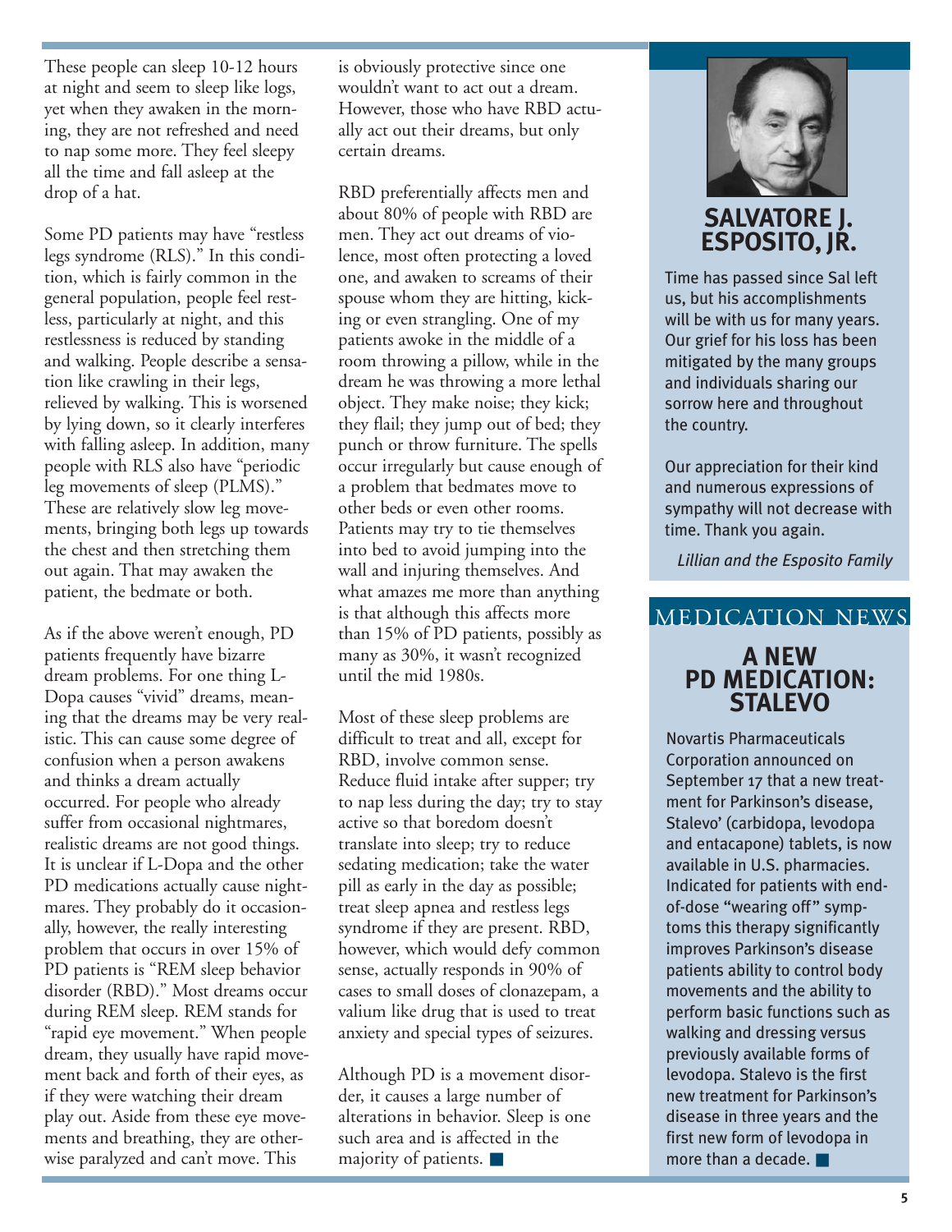These people can sleep 10-12 hours at night and seem to sleep like logs, yet when they awaken in the morning, they are not refreshed and need to nap some more. They feel sleepy all the time and fall asleep at the drop of a hat.

Some PD patients may have "restless legs syndrome (RLS)." In this condition, which is fairly common in the general population, people feel restless, particularly at night, and this restlessness is reduced by standing and walking. People describe a sensation like crawling in their legs, relieved by walking. This is worsened by lying down, so it clearly interferes with falling asleep. In addition, many people with RLS also have "periodic leg movements of sleep (PLMS)." These are relatively slow leg movements, bringing both legs up towards the chest and then stretching them out again. That may awaken the patient, the bedmate or both.

As if the above weren't enough, PD patients frequently have bizarre dream problems. For one thing L-Dopa causes "vivid" dreams, meaning that the dreams may be very realistic. This can cause some degree of confusion when a person awakens and thinks a dream actually occurred. For people who already suffer from occasional nightmares, realistic dreams are not good things. It is unclear if L-Dopa and the other PD medications actually cause nightmares. They probably do it occasionally, however, the really interesting problem that occurs in over 15% of PD patients is "REM sleep behavior disorder (RBD)." Most dreams occur during REM sleep. REM stands for "rapid eye movement." When people dream, they usually have rapid movement back and forth of their eyes, as if they were watching their dream play out. Aside from these eye movements and breathing, they are otherwise paralyzed and can't move. This is obviously protective since one wouldn't want to act out a dream. However, those who have RBD actually act out their dreams, but only certain dreams.

RBD preferentially affects men and about 80% of people with RBD are men. They act out dreams of violence, most often protecting a loved one, and awaken to screams of their spouse whom they are hitting, kicking or even strangling. One of my patients awoke in the middle of a room throwing a pillow, while in the dream he was throwing a more lethal object. They make noise; they kick; they flail; they jump out of bed; they punch or throw furniture. The spells occur irregularly but cause enough of a problem that bedmates move to other beds or even other rooms. Patients may try to tie themselves into bed to avoid jumping into the wall and injuring themselves. And what amazes me more than anything is that although this affects more than 15% of PD patients, possibly as many as 30%, it wasn't recognized until the mid 1980s.

Most of these sleep problems are difficult to treat and all, except for RBD, involve common sense. Reduce fluid intake after supper; try to nap less during the day; try to stay active so that boredom doesn't translate into sleep; try to reduce sedating medication; take the water pill as early in the day as possible; treat sleep apnea and restless legs syndrome if they are present. RBD, however, which would defy common sense, actually responds in 90% of cases to small doses of clonazepam, a valium like drug that is used to treat anxiety and special types of seizures.

Although PD is a movement disorder, it causes a large number of alterations in behavior. Sleep is one such area and is affected in the majority of patients. ■

## SALVATORE J. ESPOSITO, JR.

Time has passed since Sal left us, but his accomplishments will be with us for many years. Our grief for his loss has been mitigated by the many groups and individuals sharing our sorrow here and throughout the country.

Our appreciation for their kind and numerous expressions of sympathy will not decrease with time. Thank you again.

*Lillian and the Esposito Family*

# MEDICATION NEWS

## A NEW PD MEDICATION: STALEVO

Novartis Pharmaceuticals Corporation announced on September 17 that a new treatment for Parkinson's disease, Stalevo' (carbidopa, levodopa and entacapone) tablets, is now available in U.S. pharmacies. Indicated for patients with end-of-dose "wearing off" symptoms this therapy significantly improves Parkinson's disease patients ability to control body movements and the ability to perform basic functions such as walking and dressing versus previously available forms of levodopa. Stalevo is the first new treatment for Parkinson's disease in three years and the first new form of levodopa in more than a decade. ■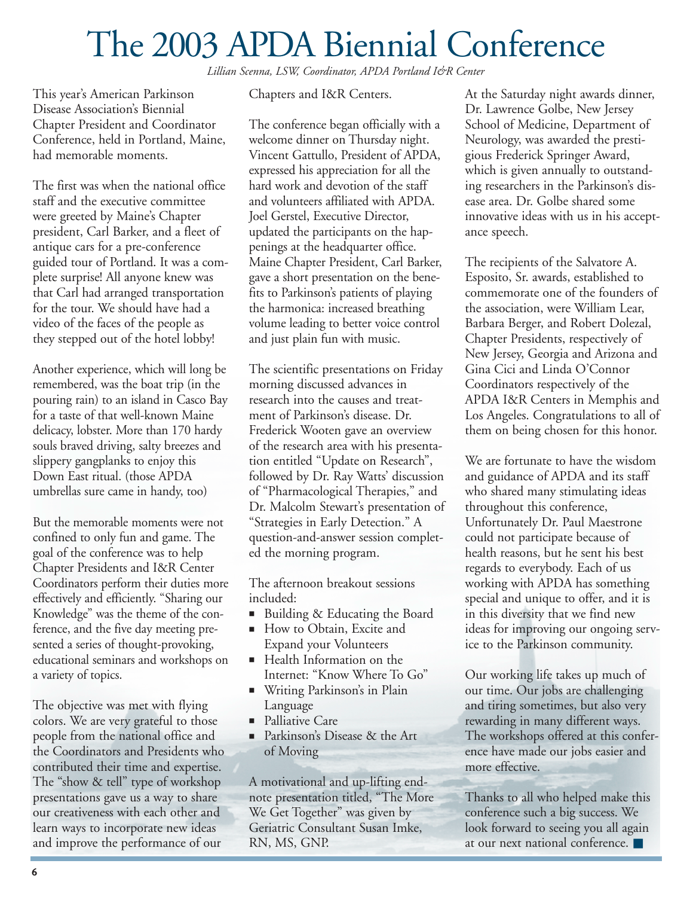# The 2003 APDA Biennial Conference

*Lillian Scenna, LSW, Coordinator, APDA Portland I&R Center*

This year's American Parkinson Disease Association's Biennial Chapter President and Coordinator Conference, held in Portland, Maine, had memorable moments.

The first was when the national office staff and the executive committee were greeted by Maine's Chapter president, Carl Barker, and a fleet of antique cars for a pre-conference guided tour of Portland. It was a complete surprise! All anyone knew was that Carl had arranged transportation for the tour. We should have had a video of the faces of the people as they stepped out of the hotel lobby!

Another experience, which will long be remembered, was the boat trip (in the pouring rain) to an island in Casco Bay for a taste of that well-known Maine delicacy, lobster. More than 170 hardy souls braved driving, salty breezes and slippery gangplanks to enjoy this Down East ritual. (those APDA umbrellas sure came in handy, too)

But the memorable moments were not confined to only fun and game. The goal of the conference was to help Chapter Presidents and I&R Center Coordinators perform their duties more effectively and efficiently. "Sharing our Knowledge" was the theme of the conference, and the five day meeting presented a series of thought-provoking, educational seminars and workshops on a variety of topics.

The objective was met with flying colors. We are very grateful to those people from the national office and the Coordinators and Presidents who contributed their time and expertise. The "show & tell" type of workshop presentations gave us a way to share our creativeness with each other and learn ways to incorporate new ideas and improve the performance of our Chapters and I&R Centers.

The conference began officially with a welcome dinner on Thursday night. Vincent Gattullo, President of APDA, expressed his appreciation for all the hard work and devotion of the staff and volunteers affiliated with APDA. Joel Gerstel, Executive Director, updated the participants on the happenings at the headquarter office. Maine Chapter President, Carl Barker, gave a short presentation on the benefits to Parkinson's patients of playing the harmonica: increased breathing volume leading to better voice control and just plain fun with music.

The scientific presentations on Friday morning discussed advances in research into the causes and treatment of Parkinson's disease. Dr. Frederick Wooten gave an overview of the research area with his presentation entitled "Update on Research", followed by Dr. Ray Watts' discussion of "Pharmacological Therapies," and Dr. Malcolm Stewart's presentation of "Strategies in Early Detection." A question-and-answer session completed the morning program.

The afternoon breakout sessions included:

- Building & Educating the Board
- How to Obtain, Excite and Expand your Volunteers
- Health Information on the Internet: "Know Where To Go"
- Writing Parkinson's in Plain Language
- Palliative Care
- Parkinson's Disease & the Art of Moving

A motivational and up-lifting endnote presentation titled, "The More We Get Together" was given by Geriatric Consultant Susan Imke, RN, MS, GNP.

At the Saturday night awards dinner, Dr. Lawrence Golbe, New Jersey School of Medicine, Department of Neurology, was awarded the prestigious Frederick Springer Award, which is given annually to outstanding researchers in the Parkinson's disease area. Dr. Golbe shared some innovative ideas with us in his acceptance speech.

The recipients of the Salvatore A. Esposito, Sr. awards, established to commemorate one of the founders of the association, were William Lear, Barbara Berger, and Robert Dolezal, Chapter Presidents, respectively of New Jersey, Georgia and Arizona and Gina Cici and Linda O'Connor Coordinators respectively of the APDA I&R Centers in Memphis and Los Angeles. Congratulations to all of them on being chosen for this honor.

We are fortunate to have the wisdom and guidance of APDA and its staff who shared many stimulating ideas throughout this conference, Unfortunately Dr. Paul Maestrone could not participate because of health reasons, but he sent his best regards to everybody. Each of us working with APDA has something special and unique to offer, and it is in this diversity that we find new ideas for improving our ongoing service to the Parkinson community.

Our working life takes up much of our time. Our jobs are challenging and tiring sometimes, but also very rewarding in many different ways. The workshops offered at this conference have made our jobs easier and more effective.

Thanks to all who helped make this conference such a big success. We look forward to seeing you all again at our next national conference. ■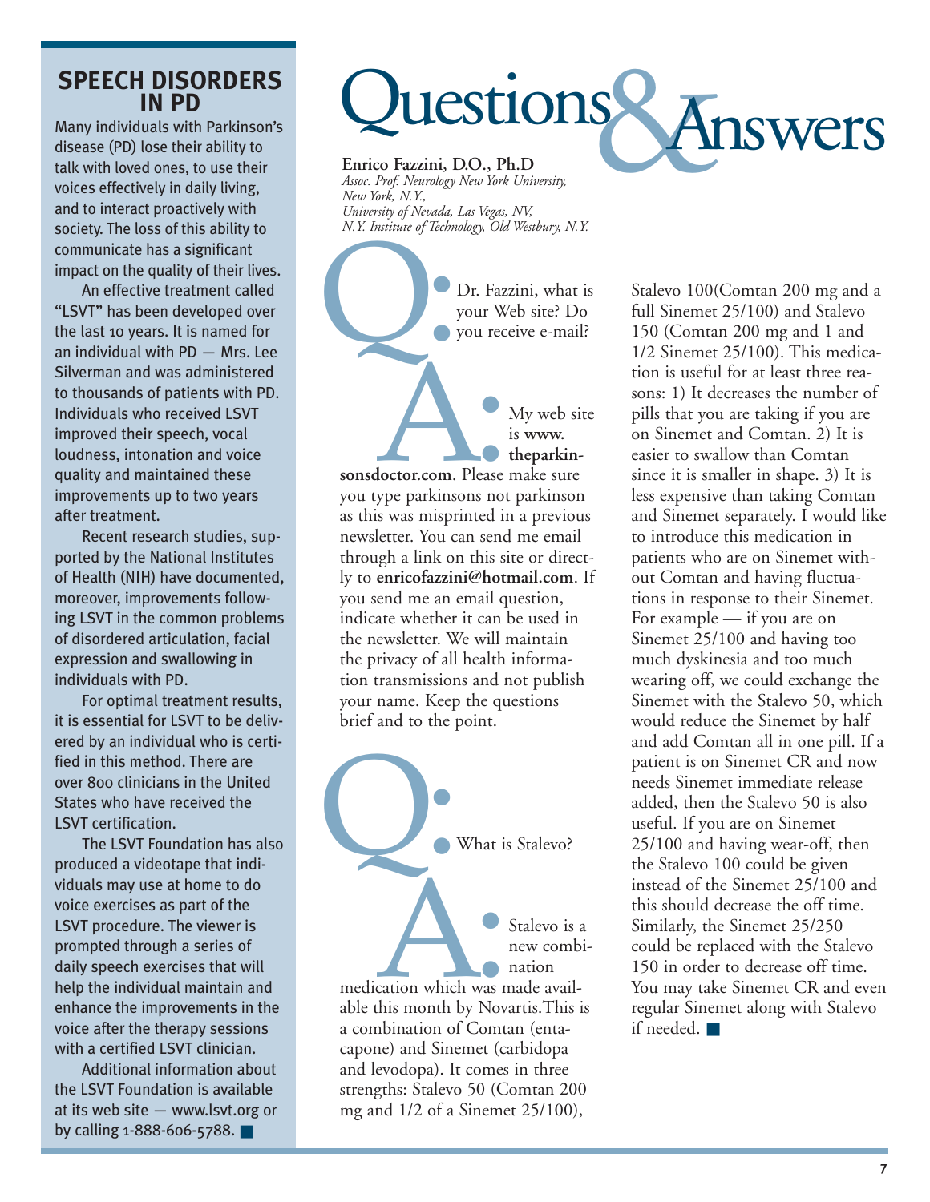## SPEECH DISORDERS IN PD

Many individuals with Parkinson's disease (PD) lose their ability to talk with loved ones, to use their voices effectively in daily living, and to interact proactively with society. The loss of this ability to communicate has a significant impact on the quality of their lives.

An effective treatment called "LSVT" has been developed over the last 10 years. It is named for an individual with PD — Mrs. Lee Silverman and was administered to thousands of patients with PD. Individuals who received LSVT improved their speech, vocal loudness, intonation and voice quality and maintained these improvements up to two years after treatment.

Recent research studies, supported by the National Institutes of Health (NIH) have documented, moreover, improvements following LSVT in the common problems of disordered articulation, facial expression and swallowing in individuals with PD.

For optimal treatment results, it is essential for LSVT to be delivered by an individual who is certified in this method. There are over 800 clinicians in the United States who have received the LSVT certification.

The LSVT Foundation has also produced a videotape that individuals may use at home to do voice exercises as part of the LSVT procedure. The viewer is prompted through a series of daily speech exercises that will help the individual maintain and enhance the improvements in the voice after the therapy sessions with a certified LSVT clinician.

Additional information about the LSVT Foundation is available at its web site — www.lsvt.org or by calling 1-888-606-5788. ■

# Questions & Answers

**Enrico Fazzini, D.O., Ph.D**
*Assoc. Prof. Neurology New York University, New York, N.Y.,*
*University of Nevada, Las Vegas, NV,*
*N.Y. Institute of Technology, Old Westbury, N.Y.*

**Q:** Dr. Fazzini, what is your Web site? Do you receive e-mail?

**A:** My web site is **www.theparkinsonsdoctor.com**. Please make sure you type parkinsons not parkinson as this was misprinted in a previous newsletter. You can send me email through a link on this site or directly to **enricofazzini@hotmail.com**. If you send me an email question, indicate whether it can be used in the newsletter. We will maintain the privacy of all health information transmissions and not publish your name. Keep the questions brief and to the point.

**Q:** What is Stalevo?

**A:** Stalevo is a new combination medication which was made available this month by Novartis.This is a combination of Comtan (entacapone) and Sinemet (carbidopa and levodopa). It comes in three strengths: Stalevo 50 (Comtan 200 mg and 1/2 of a Sinemet 25/100), Stalevo 100(Comtan 200 mg and a full Sinemet 25/100) and Stalevo 150 (Comtan 200 mg and 1 and 1/2 Sinemet 25/100). This medication is useful for at least three reasons: 1) It decreases the number of pills that you are taking if you are on Sinemet and Comtan. 2) It is easier to swallow than Comtan since it is smaller in shape. 3) It is less expensive than taking Comtan and Sinemet separately. I would like to introduce this medication in patients who are on Sinemet without Comtan and having fluctuations in response to their Sinemet. For example — if you are on Sinemet 25/100 and having too much dyskinesia and too much wearing off, we could exchange the Sinemet with the Stalevo 50, which would reduce the Sinemet by half and add Comtan all in one pill. If a patient is on Sinemet CR and now needs Sinemet immediate release added, then the Stalevo 50 is also useful. If you are on Sinemet 25/100 and having wear-off, then the Stalevo 100 could be given instead of the Sinemet 25/100 and this should decrease the off time. Similarly, the Sinemet 25/250 could be replaced with the Stalevo 150 in order to decrease off time. You may take Sinemet CR and even regular Sinemet along with Stalevo if needed. ■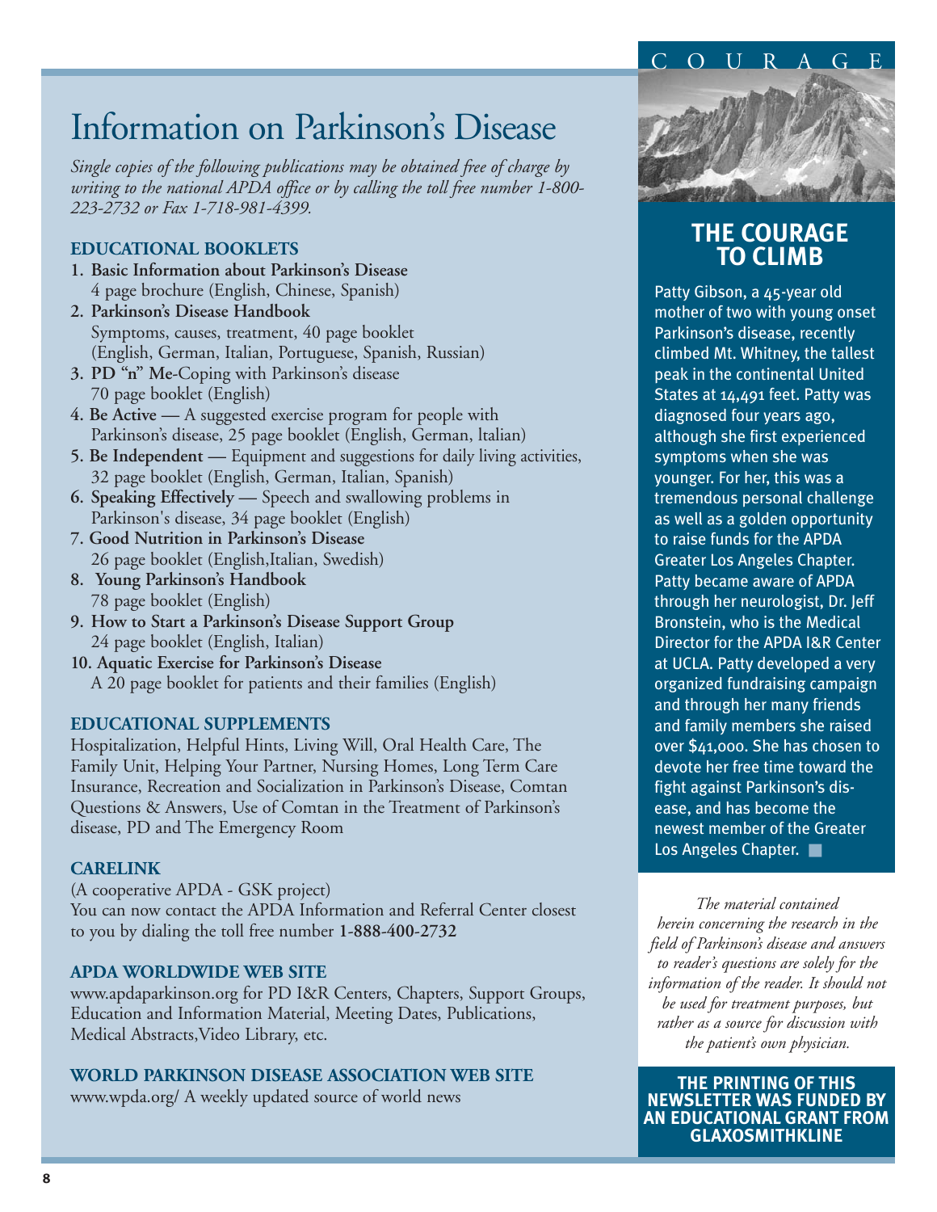# Information on Parkinson's Disease

*Single copies of the following publications may be obtained free of charge by writing to the national APDA office or by calling the toll free number 1-800-223-2732 or Fax 1-718-981-4399.*

### EDUCATIONAL BOOKLETS

1. **Basic Information about Parkinson's Disease**
   4 page brochure (English, Chinese, Spanish)
2. **Parkinson's Disease Handbook**
   Symptoms, causes, treatment, 40 page booklet (English, German, Italian, Portuguese, Spanish, Russian)
3. **PD "n" Me**-Coping with Parkinson's disease
   70 page booklet (English)
4. **Be Active —** A suggested exercise program for people with Parkinson's disease, 25 page booklet (English, German, Italian)
5. **Be Independent —** Equipment and suggestions for daily living activities, 32 page booklet (English, German, Italian, Spanish)
6. **Speaking Effectively —** Speech and swallowing problems in Parkinson's disease, 34 page booklet (English)
7. **Good Nutrition in Parkinson's Disease**
   26 page booklet (English,Italian, Swedish)
8. **Young Parkinson's Handbook**
   78 page booklet (English)
9. **How to Start a Parkinson's Disease Support Group**
   24 page booklet (English, Italian)
10. **Aquatic Exercise for Parkinson's Disease**
    A 20 page booklet for patients and their families (English)

### EDUCATIONAL SUPPLEMENTS

Hospitalization, Helpful Hints, Living Will, Oral Health Care, The Family Unit, Helping Your Partner, Nursing Homes, Long Term Care Insurance, Recreation and Socialization in Parkinson's Disease, Comtan Questions & Answers, Use of Comtan in the Treatment of Parkinson's disease, PD and The Emergency Room

### CARELINK

(A cooperative APDA - GSK project)
You can now contact the APDA Information and Referral Center closest to you by dialing the toll free number **1-888-400-2732**

### APDA WORLDWIDE WEB SITE

www.apdaparkinson.org for PD I&R Centers, Chapters, Support Groups, Education and Information Material, Meeting Dates, Publications, Medical Abstracts,Video Library, etc.

### WORLD PARKINSON DISEASE ASSOCIATION WEB SITE

www.wpda.org/ A weekly updated source of world news

COURAGE

## THE COURAGE TO CLIMB

Patty Gibson, a 45-year old mother of two with young onset Parkinson's disease, recently climbed Mt. Whitney, the tallest peak in the continental United States at 14,491 feet. Patty was diagnosed four years ago, although she first experienced symptoms when she was younger. For her, this was a tremendous personal challenge as well as a golden opportunity to raise funds for the APDA Greater Los Angeles Chapter. Patty became aware of APDA through her neurologist, Dr. Jeff Bronstein, who is the Medical Director for the APDA I&R Center at UCLA. Patty developed a very organized fundraising campaign and through her many friends and family members she raised over $41,000. She has chosen to devote her free time toward the fight against Parkinson's disease, and has become the newest member of the Greater Los Angeles Chapter.

*The material contained herein concerning the research in the field of Parkinson's disease and answers to reader's questions are solely for the information of the reader. It should not be used for treatment purposes, but rather as a source for discussion with the patient's own physician.*

**THE PRINTING OF THIS NEWSLETTER WAS FUNDED BY AN EDUCATIONAL GRANT FROM GLAXOSMITHKLINE**